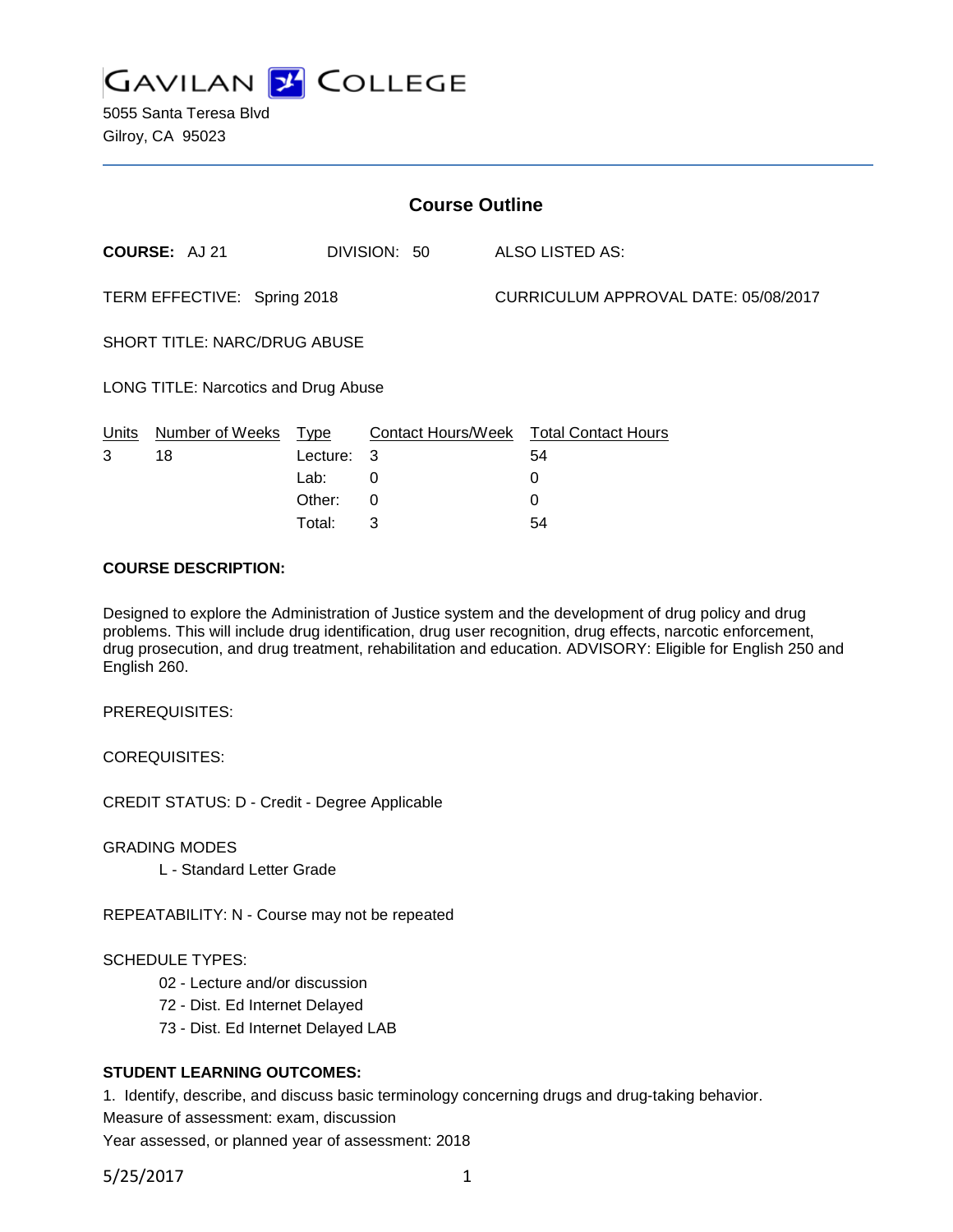# GAVILAN COLLEGE

5055 Santa Teresa Blvd
Gilroy, CA 95023

## Course Outline

**COURSE:** AJ 21 DIVISION: 50 ALSO LISTED AS:

TERM EFFECTIVE: Spring 2018 CURRICULUM APPROVAL DATE: 05/08/2017

SHORT TITLE: NARC/DRUG ABUSE

LONG TITLE: Narcotics and Drug Abuse

| Units | Number of Weeks | Type | Contact Hours/Week | Total Contact Hours |
|---|---|---|---|---|
| 3 | 18 | Lecture: | 3 | 54 |
| | | Lab: | 0 | 0 |
| | | Other: | 0 | 0 |
| | | Total: | 3 | 54 |

**COURSE DESCRIPTION:**

Designed to explore the Administration of Justice system and the development of drug policy and drug problems. This will include drug identification, drug user recognition, drug effects, narcotic enforcement, drug prosecution, and drug treatment, rehabilitation and education. ADVISORY: Eligible for English 250 and English 260.

PREREQUISITES:

COREQUISITES:

CREDIT STATUS: D - Credit - Degree Applicable

GRADING MODES

L - Standard Letter Grade

REPEATABILITY: N - Course may not be repeated

SCHEDULE TYPES:

02 - Lecture and/or discussion
72 - Dist. Ed Internet Delayed
73 - Dist. Ed Internet Delayed LAB

**STUDENT LEARNING OUTCOMES:**

1. Identify, describe, and discuss basic terminology concerning drugs and drug-taking behavior.
Measure of assessment: exam, discussion
Year assessed, or planned year of assessment: 2018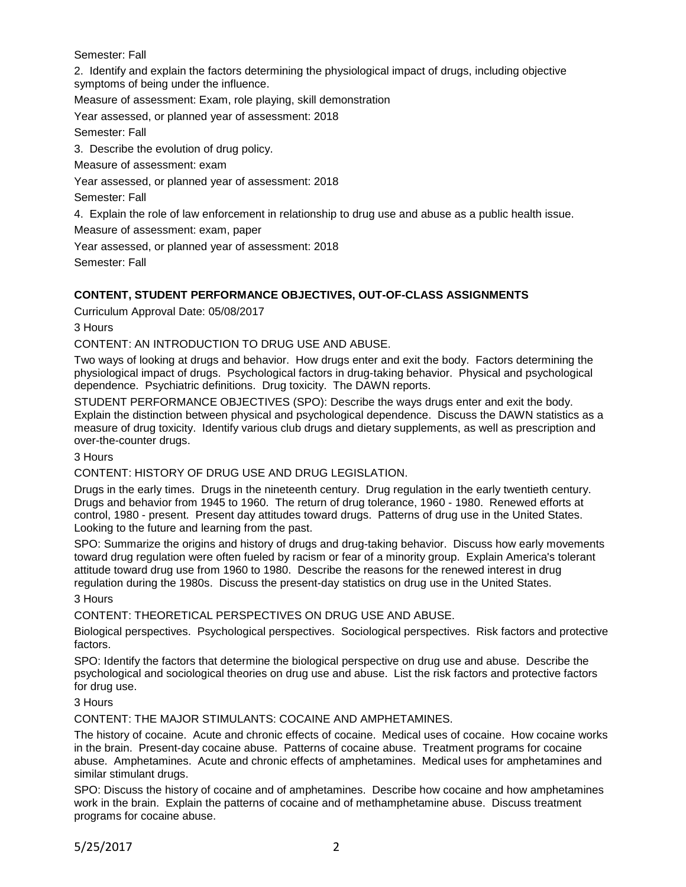Semester: Fall

2. Identify and explain the factors determining the physiological impact of drugs, including objective symptoms of being under the influence.

Measure of assessment: Exam, role playing, skill demonstration

Year assessed, or planned year of assessment: 2018

Semester: Fall

3. Describe the evolution of drug policy.

Measure of assessment: exam

Year assessed, or planned year of assessment: 2018

Semester: Fall

4. Explain the role of law enforcement in relationship to drug use and abuse as a public health issue.

Measure of assessment: exam, paper

Year assessed, or planned year of assessment: 2018

Semester: Fall

## CONTENT, STUDENT PERFORMANCE OBJECTIVES, OUT-OF-CLASS ASSIGNMENTS

Curriculum Approval Date: 05/08/2017

3 Hours

CONTENT: AN INTRODUCTION TO DRUG USE AND ABUSE.

Two ways of looking at drugs and behavior. How drugs enter and exit the body. Factors determining the physiological impact of drugs. Psychological factors in drug-taking behavior. Physical and psychological dependence. Psychiatric definitions. Drug toxicity. The DAWN reports.

STUDENT PERFORMANCE OBJECTIVES (SPO): Describe the ways drugs enter and exit the body. Explain the distinction between physical and psychological dependence. Discuss the DAWN statistics as a measure of drug toxicity. Identify various club drugs and dietary supplements, as well as prescription and over-the-counter drugs.

3 Hours

CONTENT: HISTORY OF DRUG USE AND DRUG LEGISLATION.

Drugs in the early times. Drugs in the nineteenth century. Drug regulation in the early twentieth century. Drugs and behavior from 1945 to 1960. The return of drug tolerance, 1960 - 1980. Renewed efforts at control, 1980 - present. Present day attitudes toward drugs. Patterns of drug use in the United States. Looking to the future and learning from the past.

SPO: Summarize the origins and history of drugs and drug-taking behavior. Discuss how early movements toward drug regulation were often fueled by racism or fear of a minority group. Explain America's tolerant attitude toward drug use from 1960 to 1980. Describe the reasons for the renewed interest in drug regulation during the 1980s. Discuss the present-day statistics on drug use in the United States.

3 Hours

CONTENT: THEORETICAL PERSPECTIVES ON DRUG USE AND ABUSE.

Biological perspectives. Psychological perspectives. Sociological perspectives. Risk factors and protective factors.

SPO: Identify the factors that determine the biological perspective on drug use and abuse. Describe the psychological and sociological theories on drug use and abuse. List the risk factors and protective factors for drug use.

3 Hours

CONTENT: THE MAJOR STIMULANTS: COCAINE AND AMPHETAMINES.

The history of cocaine. Acute and chronic effects of cocaine. Medical uses of cocaine. How cocaine works in the brain. Present-day cocaine abuse. Patterns of cocaine abuse. Treatment programs for cocaine abuse. Amphetamines. Acute and chronic effects of amphetamines. Medical uses for amphetamines and similar stimulant drugs.

SPO: Discuss the history of cocaine and of amphetamines. Describe how cocaine and how amphetamines work in the brain. Explain the patterns of cocaine and of methamphetamine abuse. Discuss treatment programs for cocaine abuse.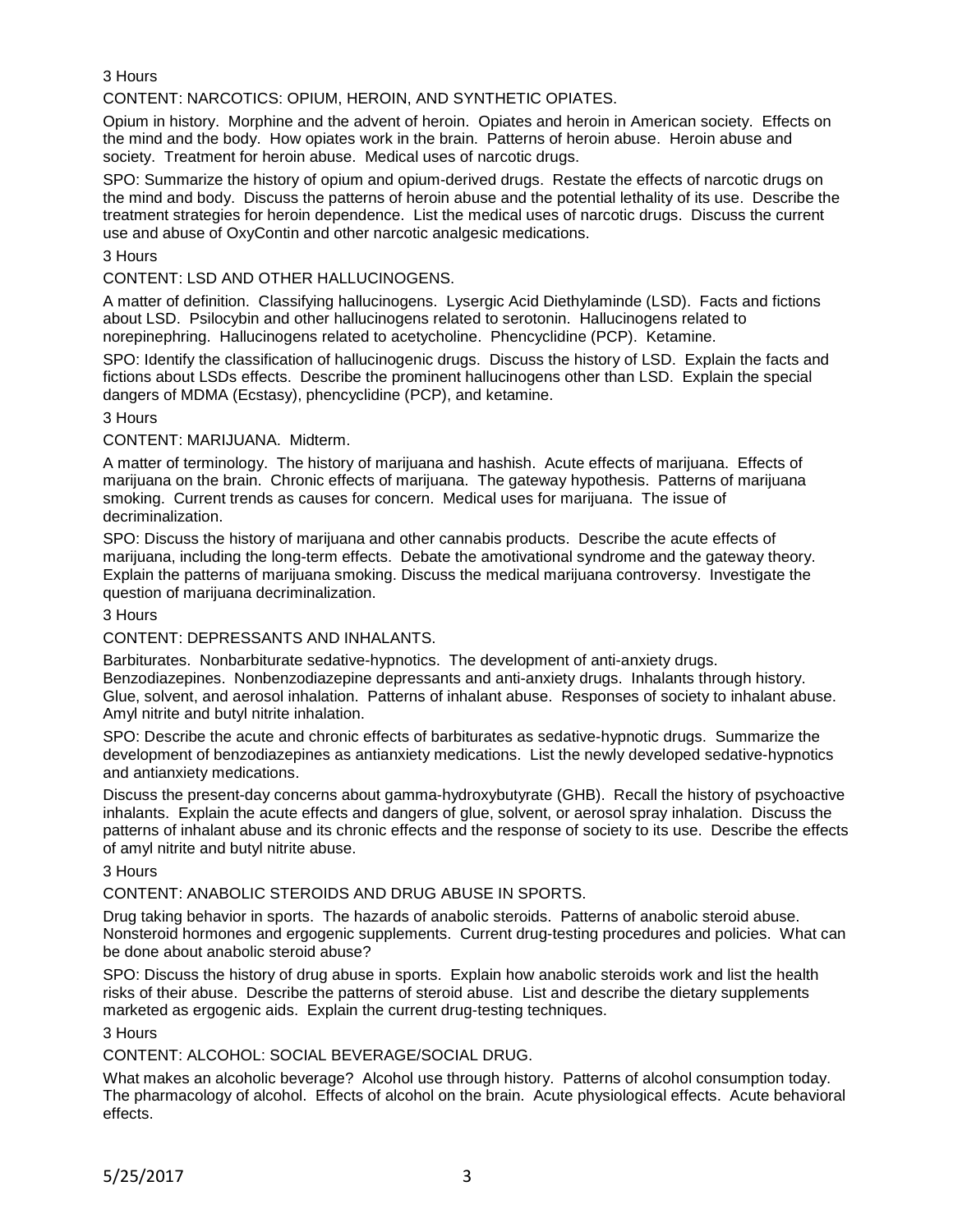3 Hours

CONTENT: NARCOTICS: OPIUM, HEROIN, AND SYNTHETIC OPIATES.

Opium in history. Morphine and the advent of heroin. Opiates and heroin in American society. Effects on the mind and the body. How opiates work in the brain. Patterns of heroin abuse. Heroin abuse and society. Treatment for heroin abuse. Medical uses of narcotic drugs.

SPO: Summarize the history of opium and opium-derived drugs. Restate the effects of narcotic drugs on the mind and body. Discuss the patterns of heroin abuse and the potential lethality of its use. Describe the treatment strategies for heroin dependence. List the medical uses of narcotic drugs. Discuss the current use and abuse of OxyContin and other narcotic analgesic medications.

3 Hours

CONTENT: LSD AND OTHER HALLUCINOGENS.

A matter of definition. Classifying hallucinogens. Lysergic Acid Diethylaminde (LSD). Facts and fictions about LSD. Psilocybin and other hallucinogens related to serotonin. Hallucinogens related to norepinephring. Hallucinogens related to acetycholine. Phencyclidine (PCP). Ketamine.

SPO: Identify the classification of hallucinogenic drugs. Discuss the history of LSD. Explain the facts and fictions about LSDs effects. Describe the prominent hallucinogens other than LSD. Explain the special dangers of MDMA (Ecstasy), phencyclidine (PCP), and ketamine.

3 Hours

CONTENT: MARIJUANA. Midterm.

A matter of terminology. The history of marijuana and hashish. Acute effects of marijuana. Effects of marijuana on the brain. Chronic effects of marijuana. The gateway hypothesis. Patterns of marijuana smoking. Current trends as causes for concern. Medical uses for marijuana. The issue of decriminalization.

SPO: Discuss the history of marijuana and other cannabis products. Describe the acute effects of marijuana, including the long-term effects. Debate the amotivational syndrome and the gateway theory. Explain the patterns of marijuana smoking. Discuss the medical marijuana controversy. Investigate the question of marijuana decriminalization.

3 Hours

CONTENT: DEPRESSANTS AND INHALANTS.

Barbiturates. Nonbarbiturate sedative-hypnotics. The development of anti-anxiety drugs. Benzodiazepines. Nonbenzodiazepine depressants and anti-anxiety drugs. Inhalants through history. Glue, solvent, and aerosol inhalation. Patterns of inhalant abuse. Responses of society to inhalant abuse. Amyl nitrite and butyl nitrite inhalation.

SPO: Describe the acute and chronic effects of barbiturates as sedative-hypnotic drugs. Summarize the development of benzodiazepines as antianxiety medications. List the newly developed sedative-hypnotics and antianxiety medications.

Discuss the present-day concerns about gamma-hydroxybutyrate (GHB). Recall the history of psychoactive inhalants. Explain the acute effects and dangers of glue, solvent, or aerosol spray inhalation. Discuss the patterns of inhalant abuse and its chronic effects and the response of society to its use. Describe the effects of amyl nitrite and butyl nitrite abuse.

3 Hours

CONTENT: ANABOLIC STEROIDS AND DRUG ABUSE IN SPORTS.

Drug taking behavior in sports. The hazards of anabolic steroids. Patterns of anabolic steroid abuse. Nonsteroid hormones and ergogenic supplements. Current drug-testing procedures and policies. What can be done about anabolic steroid abuse?

SPO: Discuss the history of drug abuse in sports. Explain how anabolic steroids work and list the health risks of their abuse. Describe the patterns of steroid abuse. List and describe the dietary supplements marketed as ergogenic aids. Explain the current drug-testing techniques.

3 Hours

CONTENT: ALCOHOL: SOCIAL BEVERAGE/SOCIAL DRUG.

What makes an alcoholic beverage? Alcohol use through history. Patterns of alcohol consumption today. The pharmacology of alcohol. Effects of alcohol on the brain. Acute physiological effects. Acute behavioral effects.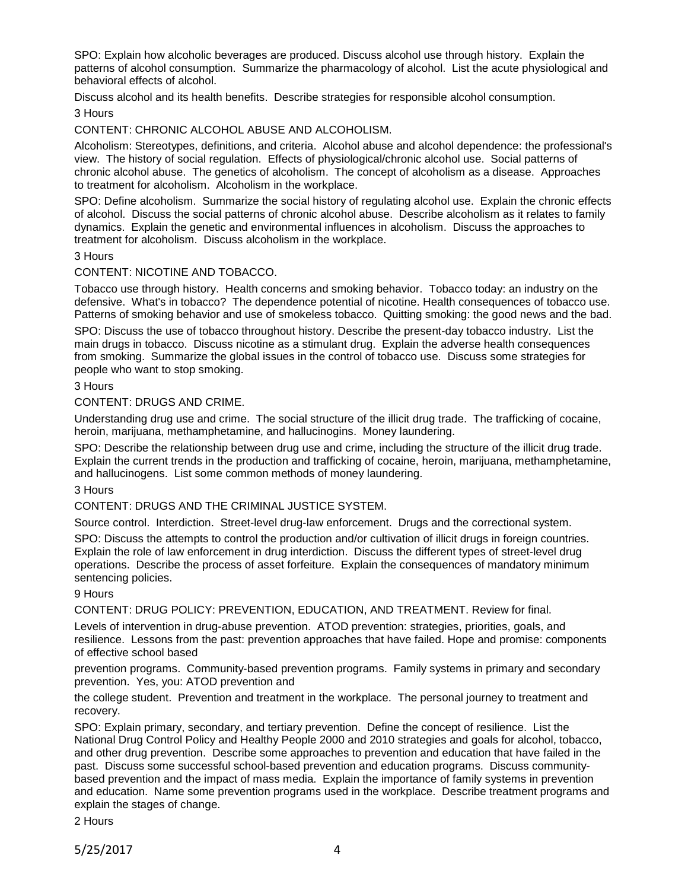SPO: Explain how alcoholic beverages are produced. Discuss alcohol use through history. Explain the patterns of alcohol consumption. Summarize the pharmacology of alcohol. List the acute physiological and behavioral effects of alcohol.

Discuss alcohol and its health benefits. Describe strategies for responsible alcohol consumption.

3 Hours

CONTENT: CHRONIC ALCOHOL ABUSE AND ALCOHOLISM.

Alcoholism: Stereotypes, definitions, and criteria. Alcohol abuse and alcohol dependence: the professional's view. The history of social regulation. Effects of physiological/chronic alcohol use. Social patterns of chronic alcohol abuse. The genetics of alcoholism. The concept of alcoholism as a disease. Approaches to treatment for alcoholism. Alcoholism in the workplace.

SPO: Define alcoholism. Summarize the social history of regulating alcohol use. Explain the chronic effects of alcohol. Discuss the social patterns of chronic alcohol abuse. Describe alcoholism as it relates to family dynamics. Explain the genetic and environmental influences in alcoholism. Discuss the approaches to treatment for alcoholism. Discuss alcoholism in the workplace.

3 Hours

CONTENT: NICOTINE AND TOBACCO.

Tobacco use through history. Health concerns and smoking behavior. Tobacco today: an industry on the defensive. What's in tobacco? The dependence potential of nicotine. Health consequences of tobacco use. Patterns of smoking behavior and use of smokeless tobacco. Quitting smoking: the good news and the bad.

SPO: Discuss the use of tobacco throughout history. Describe the present-day tobacco industry. List the main drugs in tobacco. Discuss nicotine as a stimulant drug. Explain the adverse health consequences from smoking. Summarize the global issues in the control of tobacco use. Discuss some strategies for people who want to stop smoking.

3 Hours

CONTENT: DRUGS AND CRIME.

Understanding drug use and crime. The social structure of the illicit drug trade. The trafficking of cocaine, heroin, marijuana, methamphetamine, and hallucinogins. Money laundering.

SPO: Describe the relationship between drug use and crime, including the structure of the illicit drug trade. Explain the current trends in the production and trafficking of cocaine, heroin, marijuana, methamphetamine, and hallucinogens. List some common methods of money laundering.

3 Hours

CONTENT: DRUGS AND THE CRIMINAL JUSTICE SYSTEM.

Source control. Interdiction. Street-level drug-law enforcement. Drugs and the correctional system.

SPO: Discuss the attempts to control the production and/or cultivation of illicit drugs in foreign countries. Explain the role of law enforcement in drug interdiction. Discuss the different types of street-level drug operations. Describe the process of asset forfeiture. Explain the consequences of mandatory minimum sentencing policies.

9 Hours

CONTENT: DRUG POLICY: PREVENTION, EDUCATION, AND TREATMENT. Review for final.

Levels of intervention in drug-abuse prevention. ATOD prevention: strategies, priorities, goals, and resilience. Lessons from the past: prevention approaches that have failed. Hope and promise: components of effective school based prevention programs. Community-based prevention programs. Family systems in primary and secondary prevention. Yes, you: ATOD prevention and the college student. Prevention and treatment in the workplace. The personal journey to treatment and recovery.

SPO: Explain primary, secondary, and tertiary prevention. Define the concept of resilience. List the National Drug Control Policy and Healthy People 2000 and 2010 strategies and goals for alcohol, tobacco, and other drug prevention. Describe some approaches to prevention and education that have failed in the past. Discuss some successful school-based prevention and education programs. Discuss community-based prevention and the impact of mass media. Explain the importance of family systems in prevention and education. Name some prevention programs used in the workplace. Describe treatment programs and explain the stages of change.

2 Hours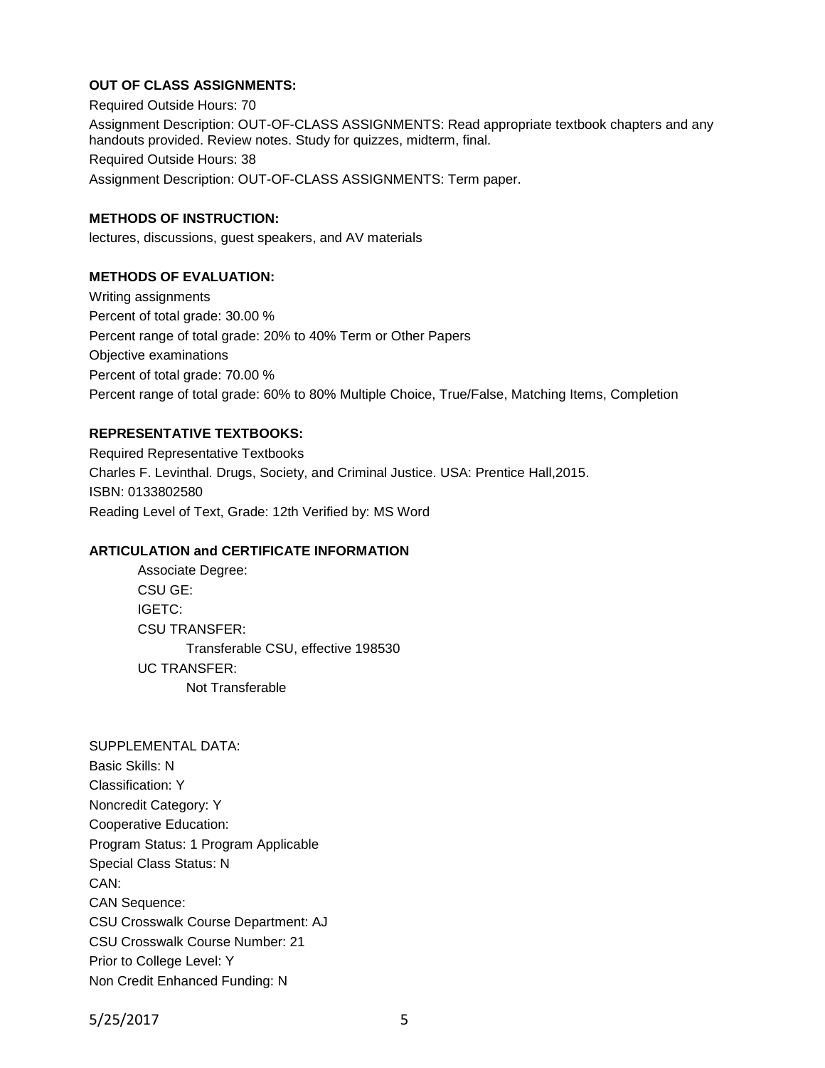**OUT OF CLASS ASSIGNMENTS:**

Required Outside Hours: 70

Assignment Description: OUT-OF-CLASS ASSIGNMENTS: Read appropriate textbook chapters and any handouts provided. Review notes. Study for quizzes, midterm, final.

Required Outside Hours: 38

Assignment Description: OUT-OF-CLASS ASSIGNMENTS: Term paper.

**METHODS OF INSTRUCTION:**

lectures, discussions, guest speakers, and AV materials

**METHODS OF EVALUATION:**

Writing assignments

Percent of total grade: 30.00 %

Percent range of total grade: 20% to 40% Term or Other Papers

Objective examinations

Percent of total grade: 70.00 %

Percent range of total grade: 60% to 80% Multiple Choice, True/False, Matching Items, Completion

**REPRESENTATIVE TEXTBOOKS:**

Required Representative Textbooks

Charles F. Levinthal. Drugs, Society, and Criminal Justice. USA: Prentice Hall,2015.

ISBN: 0133802580

Reading Level of Text, Grade: 12th Verified by: MS Word

**ARTICULATION and CERTIFICATE INFORMATION**

Associate Degree:

CSU GE:

IGETC:

CSU TRANSFER:

Transferable CSU, effective 198530

UC TRANSFER:

Not Transferable

SUPPLEMENTAL DATA:

Basic Skills: N

Classification: Y

Noncredit Category: Y

Cooperative Education:

Program Status: 1 Program Applicable

Special Class Status: N

CAN:

CAN Sequence:

CSU Crosswalk Course Department: AJ

CSU Crosswalk Course Number: 21

Prior to College Level: Y

Non Credit Enhanced Funding: N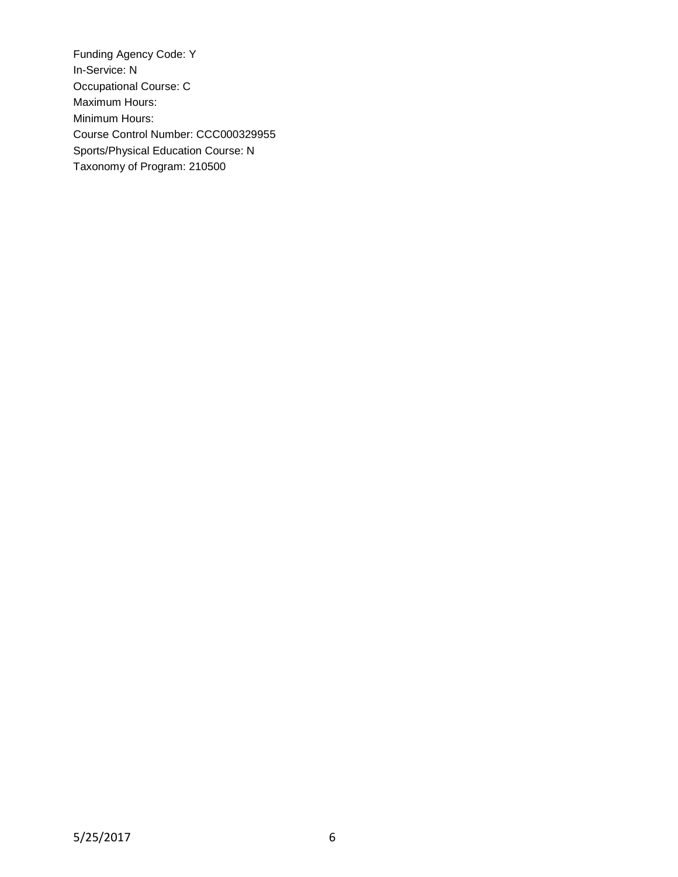Funding Agency Code: Y
In-Service: N
Occupational Course: C
Maximum Hours:
Minimum Hours:
Course Control Number: CCC000329955
Sports/Physical Education Course: N
Taxonomy of Program: 210500